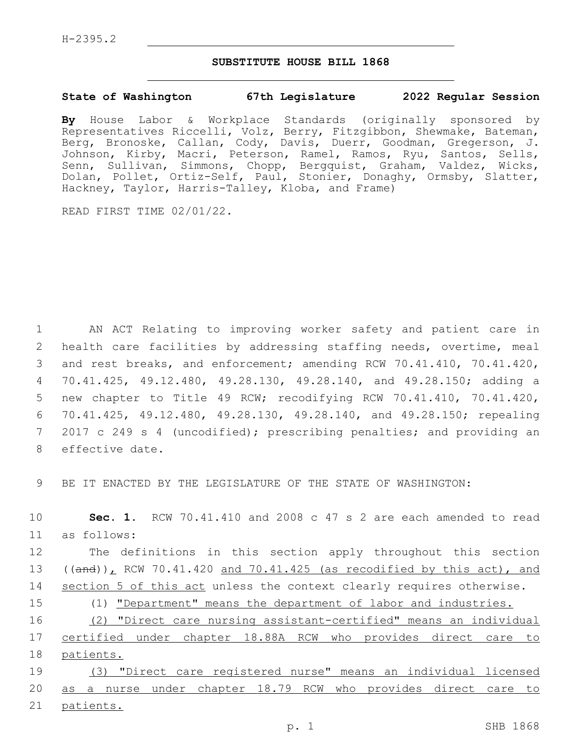H-2395.2

# SUBSTITUTE HOUSE BILL 1868

**State of Washington 67th Legislature 2022 Regular Session**

**By** House Labor & Workplace Standards (originally sponsored by Representatives Riccelli, Volz, Berry, Fitzgibbon, Shewmake, Bateman, Berg, Bronoske, Callan, Cody, Davis, Duerr, Goodman, Gregerson, J. Johnson, Kirby, Macri, Peterson, Ramel, Ramos, Ryu, Santos, Sells, Senn, Sullivan, Simmons, Chopp, Bergquist, Graham, Valdez, Wicks, Dolan, Pollet, Ortiz-Self, Paul, Stonier, Donaghy, Ormsby, Slatter, Hackney, Taylor, Harris-Talley, Kloba, and Frame)

READ FIRST TIME 02/01/22.

AN ACT Relating to improving worker safety and patient care in health care facilities by addressing staffing needs, overtime, meal and rest breaks, and enforcement; amending RCW 70.41.410, 70.41.420, 70.41.425, 49.12.480, 49.28.130, 49.28.140, and 49.28.150; adding a new chapter to Title 49 RCW; recodifying RCW 70.41.410, 70.41.420, 70.41.425, 49.12.480, 49.28.130, 49.28.140, and 49.28.150; repealing 2017 c 249 s 4 (uncodified); prescribing penalties; and providing an effective date.

BE IT ENACTED BY THE LEGISLATURE OF THE STATE OF WASHINGTON:

**Sec. 1.** RCW 70.41.410 and 2008 c 47 s 2 are each amended to read as follows:

The definitions in this section apply throughout this section ((and)), RCW 70.41.420 and 70.41.425 (as recodified by this act), and section 5 of this act unless the context clearly requires otherwise.

(1) "Department" means the department of labor and industries.

(2) "Direct care nursing assistant-certified" means an individual certified under chapter 18.88A RCW who provides direct care to patients.

(3) "Direct care registered nurse" means an individual licensed as a nurse under chapter 18.79 RCW who provides direct care to patients.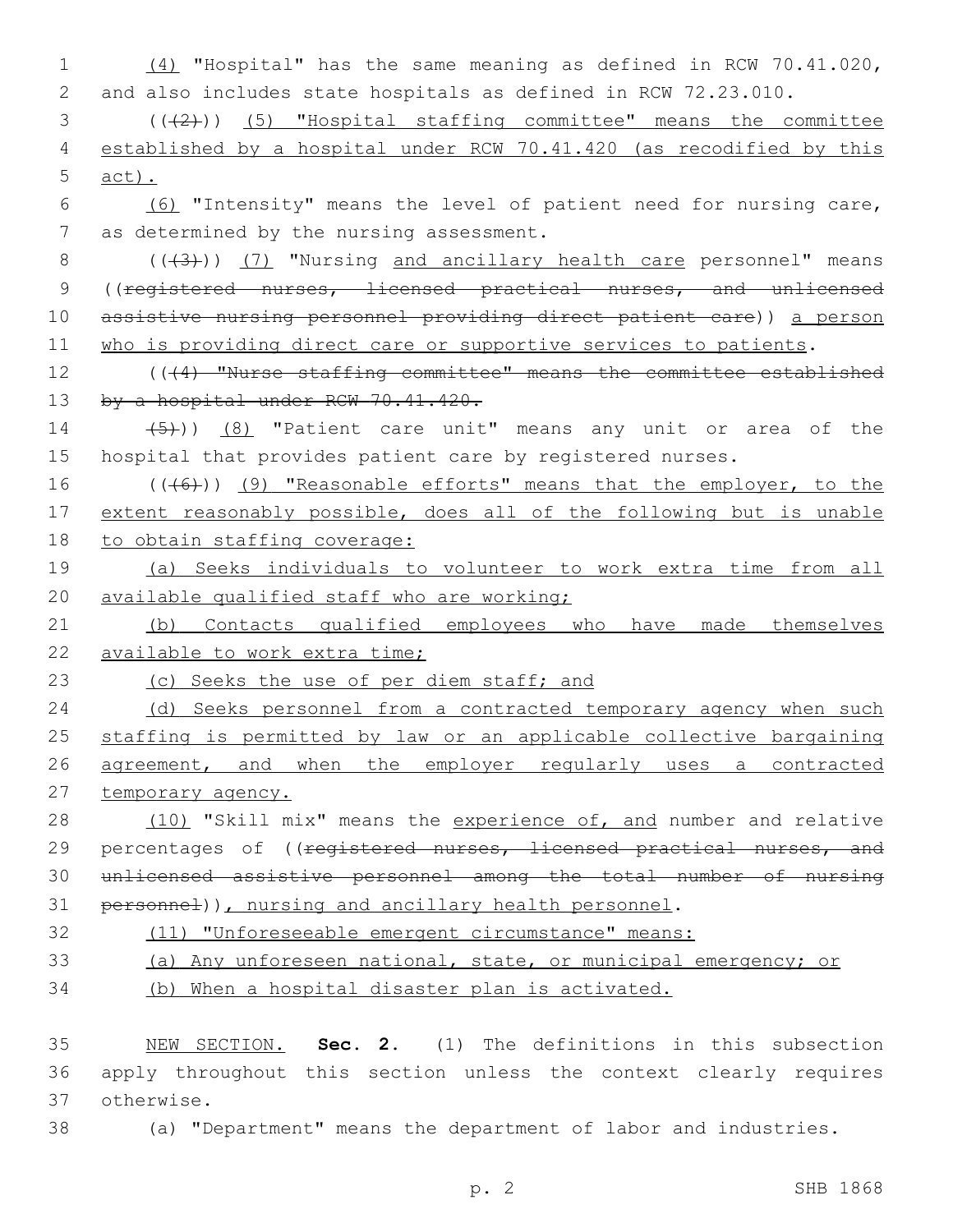(4) "Hospital" has the same meaning as defined in RCW 70.41.020, and also includes state hospitals as defined in RCW 72.23.010.

(((2))) (5) "Hospital staffing committee" means the committee established by a hospital under RCW 70.41.420 (as recodified by this act).

(6) "Intensity" means the level of patient need for nursing care, as determined by the nursing assessment.

(((3))) (7) "Nursing and ancillary health care personnel" means ((registered nurses, licensed practical nurses, and unlicensed assistive nursing personnel providing direct patient care)) a person who is providing direct care or supportive services to patients.

(((4) "Nurse staffing committee" means the committee established by a hospital under RCW 70.41.420.

(5))) (8) "Patient care unit" means any unit or area of the hospital that provides patient care by registered nurses.

(((6))) (9) "Reasonable efforts" means that the employer, to the extent reasonably possible, does all of the following but is unable to obtain staffing coverage:

(a) Seeks individuals to volunteer to work extra time from all available qualified staff who are working;

(b) Contacts qualified employees who have made themselves available to work extra time;

(c) Seeks the use of per diem staff; and

(d) Seeks personnel from a contracted temporary agency when such staffing is permitted by law or an applicable collective bargaining agreement, and when the employer regularly uses a contracted temporary agency.

(10) "Skill mix" means the experience of, and number and relative percentages of ((registered nurses, licensed practical nurses, and unlicensed assistive personnel among the total number of nursing personnel)), nursing and ancillary health personnel.

(11) "Unforeseeable emergent circumstance" means:

(a) Any unforeseen national, state, or municipal emergency; or

(b) When a hospital disaster plan is activated.

NEW SECTION. **Sec. 2.** (1) The definitions in this subsection apply throughout this section unless the context clearly requires otherwise.

(a) "Department" means the department of labor and industries.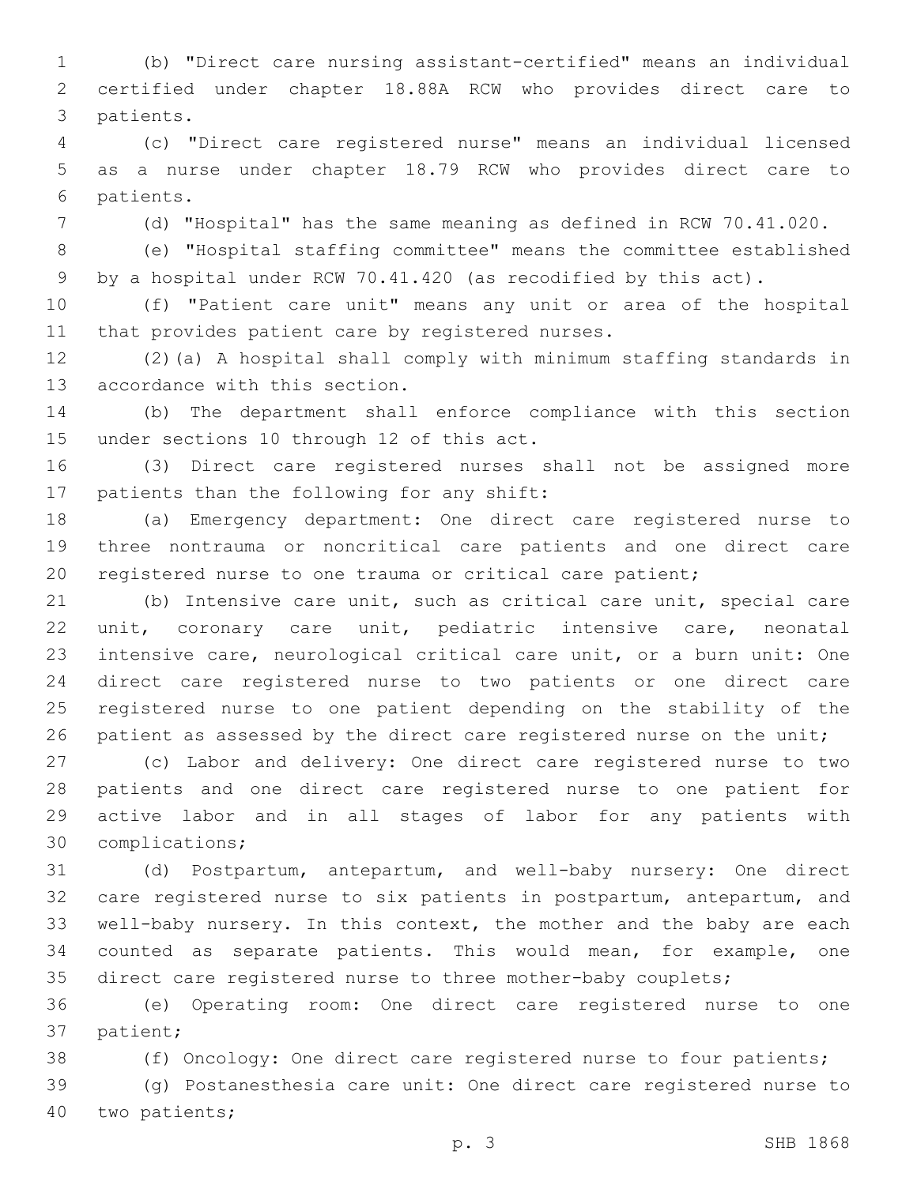(b) "Direct care nursing assistant-certified" means an individual certified under chapter 18.88A RCW who provides direct care to patients.

(c) "Direct care registered nurse" means an individual licensed as a nurse under chapter 18.79 RCW who provides direct care to patients.

(d) "Hospital" has the same meaning as defined in RCW 70.41.020.

(e) "Hospital staffing committee" means the committee established by a hospital under RCW 70.41.420 (as recodified by this act).

(f) "Patient care unit" means any unit or area of the hospital that provides patient care by registered nurses.

(2)(a) A hospital shall comply with minimum staffing standards in accordance with this section.

(b) The department shall enforce compliance with this section under sections 10 through 12 of this act.

(3) Direct care registered nurses shall not be assigned more patients than the following for any shift:

(a) Emergency department: One direct care registered nurse to three nontrauma or noncritical care patients and one direct care registered nurse to one trauma or critical care patient;

(b) Intensive care unit, such as critical care unit, special care unit, coronary care unit, pediatric intensive care, neonatal intensive care, neurological critical care unit, or a burn unit: One direct care registered nurse to two patients or one direct care registered nurse to one patient depending on the stability of the patient as assessed by the direct care registered nurse on the unit;

(c) Labor and delivery: One direct care registered nurse to two patients and one direct care registered nurse to one patient for active labor and in all stages of labor for any patients with complications;

(d) Postpartum, antepartum, and well-baby nursery: One direct care registered nurse to six patients in postpartum, antepartum, and well-baby nursery. In this context, the mother and the baby are each counted as separate patients. This would mean, for example, one direct care registered nurse to three mother-baby couplets;

(e) Operating room: One direct care registered nurse to one patient;

(f) Oncology: One direct care registered nurse to four patients;

(g) Postanesthesia care unit: One direct care registered nurse to two patients;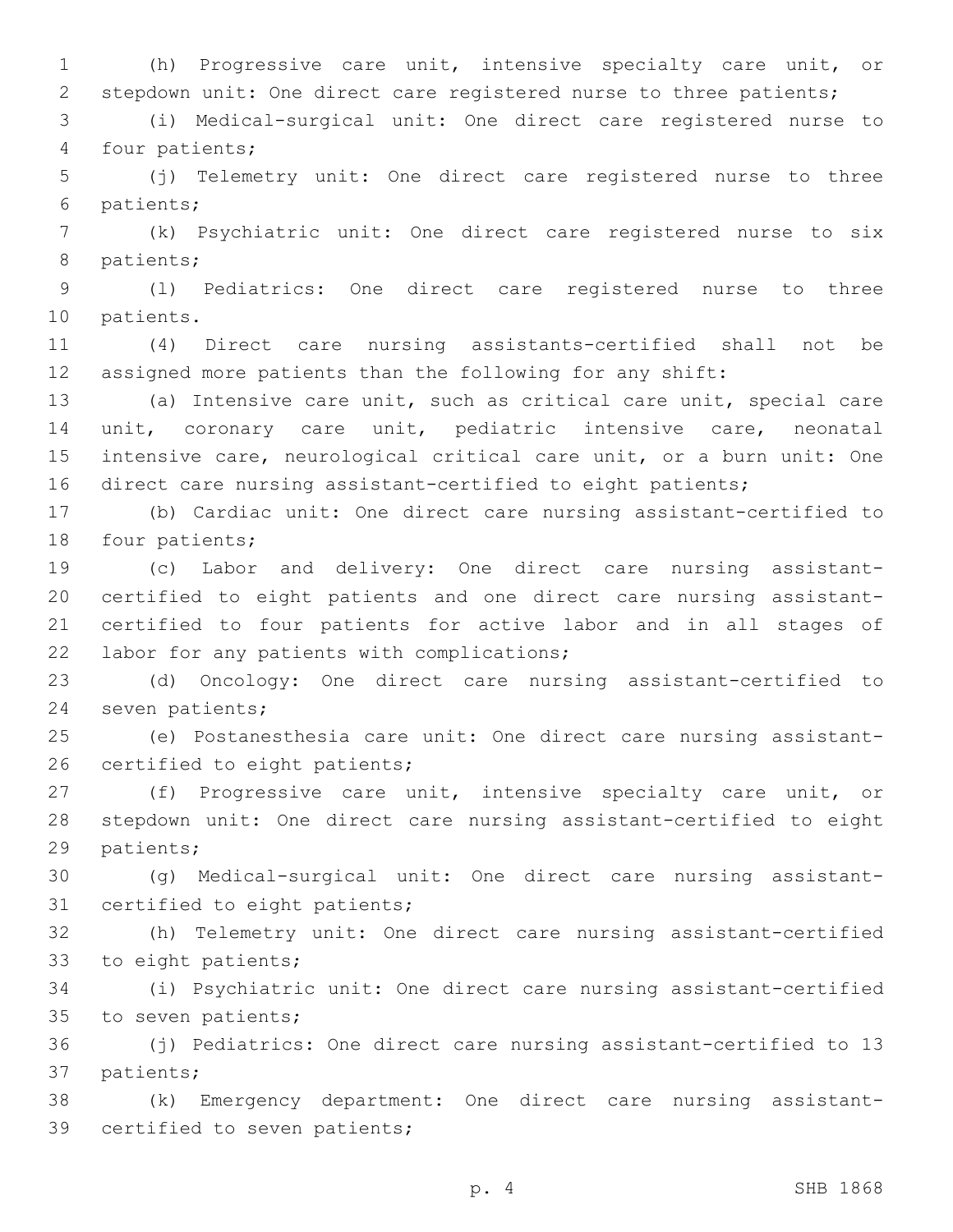(h) Progressive care unit, intensive specialty care unit, or stepdown unit: One direct care registered nurse to three patients;

(i) Medical-surgical unit: One direct care registered nurse to four patients;

(j) Telemetry unit: One direct care registered nurse to three patients;

(k) Psychiatric unit: One direct care registered nurse to six patients;

(l) Pediatrics: One direct care registered nurse to three patients.

(4) Direct care nursing assistants-certified shall not be assigned more patients than the following for any shift:

(a) Intensive care unit, such as critical care unit, special care unit, coronary care unit, pediatric intensive care, neonatal intensive care, neurological critical care unit, or a burn unit: One direct care nursing assistant-certified to eight patients;

(b) Cardiac unit: One direct care nursing assistant-certified to four patients;

(c) Labor and delivery: One direct care nursing assistant-certified to eight patients and one direct care nursing assistant-certified to four patients for active labor and in all stages of labor for any patients with complications;

(d) Oncology: One direct care nursing assistant-certified to seven patients;

(e) Postanesthesia care unit: One direct care nursing assistant-certified to eight patients;

(f) Progressive care unit, intensive specialty care unit, or stepdown unit: One direct care nursing assistant-certified to eight patients;

(g) Medical-surgical unit: One direct care nursing assistant-certified to eight patients;

(h) Telemetry unit: One direct care nursing assistant-certified to eight patients;

(i) Psychiatric unit: One direct care nursing assistant-certified to seven patients;

(j) Pediatrics: One direct care nursing assistant-certified to 13 patients;

(k) Emergency department: One direct care nursing assistant-certified to seven patients;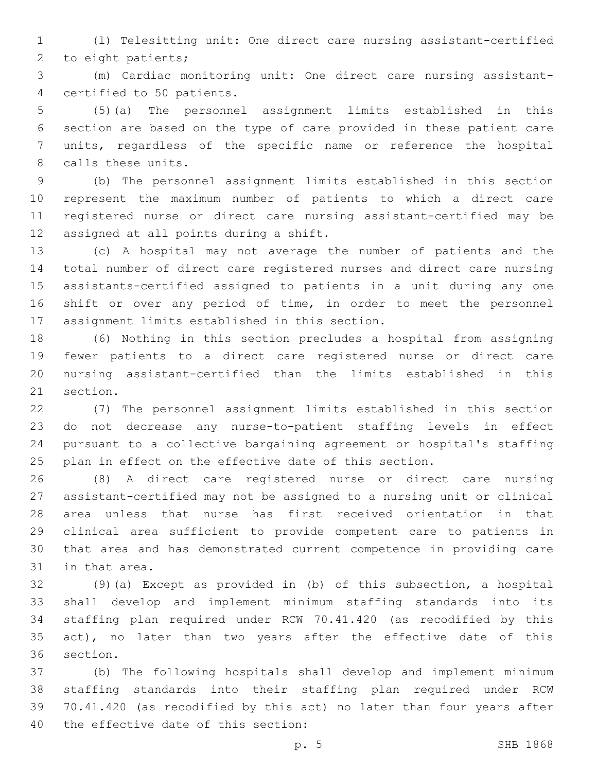(l) Telesitting unit: One direct care nursing assistant-certified to eight patients;

(m) Cardiac monitoring unit: One direct care nursing assistant-certified to 50 patients.

(5)(a) The personnel assignment limits established in this section are based on the type of care provided in these patient care units, regardless of the specific name or reference the hospital calls these units.

(b) The personnel assignment limits established in this section represent the maximum number of patients to which a direct care registered nurse or direct care nursing assistant-certified may be assigned at all points during a shift.

(c) A hospital may not average the number of patients and the total number of direct care registered nurses and direct care nursing assistants-certified assigned to patients in a unit during any one shift or over any period of time, in order to meet the personnel assignment limits established in this section.

(6) Nothing in this section precludes a hospital from assigning fewer patients to a direct care registered nurse or direct care nursing assistant-certified than the limits established in this section.

(7) The personnel assignment limits established in this section do not decrease any nurse-to-patient staffing levels in effect pursuant to a collective bargaining agreement or hospital's staffing plan in effect on the effective date of this section.

(8) A direct care registered nurse or direct care nursing assistant-certified may not be assigned to a nursing unit or clinical area unless that nurse has first received orientation in that clinical area sufficient to provide competent care to patients in that area and has demonstrated current competence in providing care in that area.

(9)(a) Except as provided in (b) of this subsection, a hospital shall develop and implement minimum staffing standards into its staffing plan required under RCW 70.41.420 (as recodified by this act), no later than two years after the effective date of this section.

(b) The following hospitals shall develop and implement minimum staffing standards into their staffing plan required under RCW 70.41.420 (as recodified by this act) no later than four years after the effective date of this section: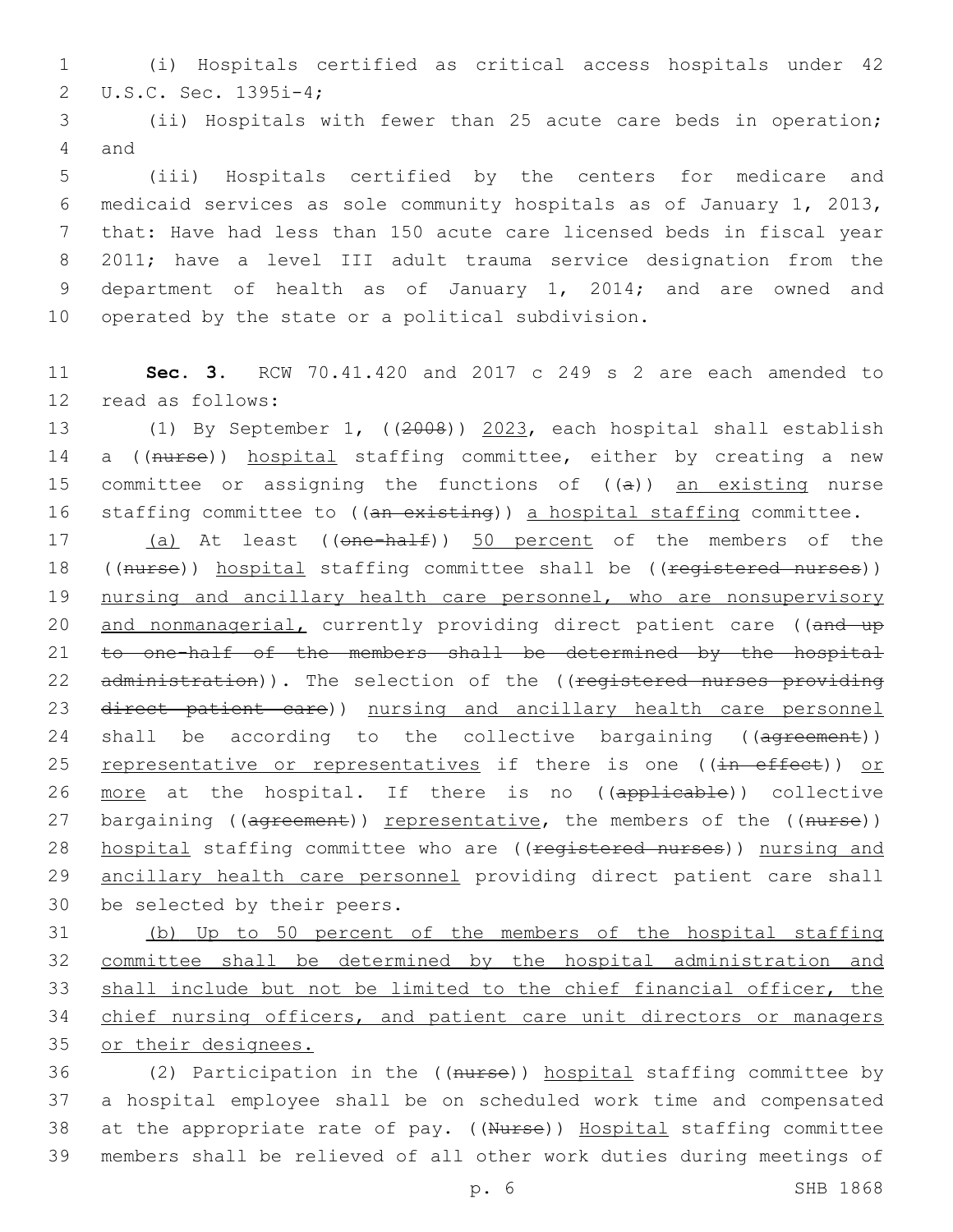(i) Hospitals certified as critical access hospitals under 42 U.S.C. Sec. 1395i-4;

(ii) Hospitals with fewer than 25 acute care beds in operation; and

(iii) Hospitals certified by the centers for medicare and medicaid services as sole community hospitals as of January 1, 2013, that: Have had less than 150 acute care licensed beds in fiscal year 2011; have a level III adult trauma service designation from the department of health as of January 1, 2014; and are owned and operated by the state or a political subdivision.

**Sec. 3.** RCW 70.41.420 and 2017 c 249 s 2 are each amended to read as follows:

(1) By September 1, ((~~2008~~)) <u>2023</u>, each hospital shall establish a ((~~nurse~~)) <u>hospital</u> staffing committee, either by creating a new committee or assigning the functions of ((~~a~~)) <u>an existing</u> nurse staffing committee to ((~~an existing~~)) <u>a hospital staffing</u> committee.

<u>(a)</u> At least ((~~one-half~~)) <u>50 percent</u> of the members of the ((~~nurse~~)) <u>hospital</u> staffing committee shall be ((~~registered nurses~~)) <u>nursing and ancillary health care personnel, who are nonsupervisory and nonmanagerial,</u> currently providing direct patient care ((~~and up to one-half of the members shall be determined by the hospital administration~~)). The selection of the ((~~registered nurses providing direct patient care~~)) <u>nursing and ancillary health care personnel</u> shall be according to the collective bargaining ((~~agreement~~)) <u>representative or representatives</u> if there is one ((~~in effect~~)) <u>or more</u> at the hospital. If there is no ((~~applicable~~)) collective bargaining ((~~agreement~~)) <u>representative</u>, the members of the ((~~nurse~~)) <u>hospital</u> staffing committee who are ((~~registered nurses~~)) <u>nursing and ancillary health care personnel</u> providing direct patient care shall be selected by their peers.

<u>(b) Up to 50 percent of the members of the hospital staffing committee shall be determined by the hospital administration and shall include but not be limited to the chief financial officer, the chief nursing officers, and patient care unit directors or managers or their designees.</u>

(2) Participation in the ((~~nurse~~)) <u>hospital</u> staffing committee by a hospital employee shall be on scheduled work time and compensated at the appropriate rate of pay. ((~~Nurse~~)) <u>Hospital</u> staffing committee members shall be relieved of all other work duties during meetings of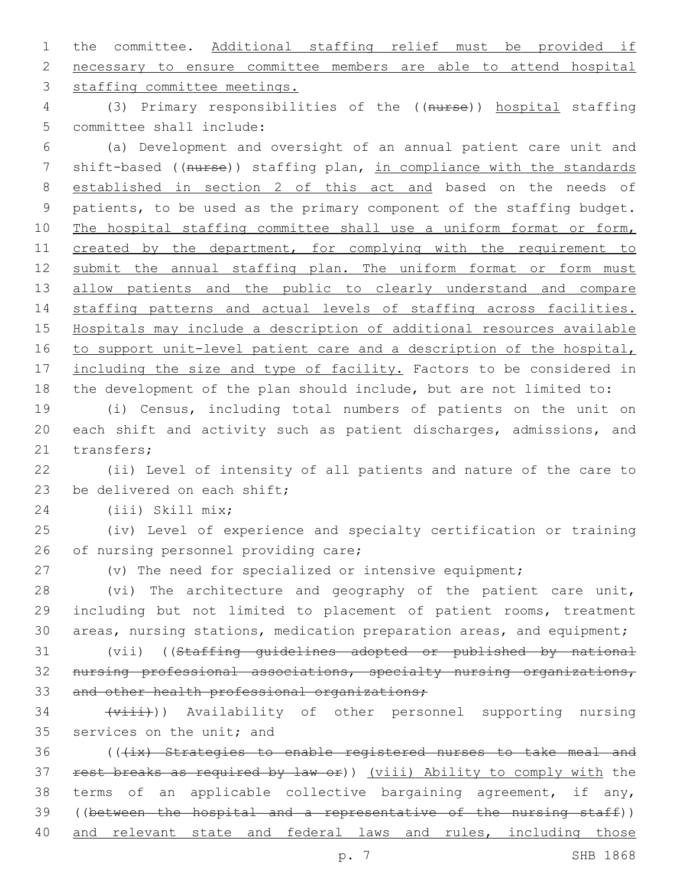the committee. Additional staffing relief must be provided if necessary to ensure committee members are able to attend hospital staffing committee meetings.

(3) Primary responsibilities of the ((~~nurse~~)) hospital staffing committee shall include:

(a) Development and oversight of an annual patient care unit and shift-based ((~~nurse~~)) staffing plan, in compliance with the standards established in section 2 of this act and based on the needs of patients, to be used as the primary component of the staffing budget. The hospital staffing committee shall use a uniform format or form, created by the department, for complying with the requirement to submit the annual staffing plan. The uniform format or form must allow patients and the public to clearly understand and compare staffing patterns and actual levels of staffing across facilities. Hospitals may include a description of additional resources available to support unit-level patient care and a description of the hospital, including the size and type of facility. Factors to be considered in the development of the plan should include, but are not limited to:

(i) Census, including total numbers of patients on the unit on each shift and activity such as patient discharges, admissions, and transfers;

(ii) Level of intensity of all patients and nature of the care to be delivered on each shift;

(iii) Skill mix;

(iv) Level of experience and specialty certification or training of nursing personnel providing care;

(v) The need for specialized or intensive equipment;

(vi) The architecture and geography of the patient care unit, including but not limited to placement of patient rooms, treatment areas, nursing stations, medication preparation areas, and equipment;

(vii) ((~~Staffing guidelines adopted or published by national nursing professional associations, specialty nursing organizations, and other health professional organizations;~~

~~(viii)~~)) Availability of other personnel supporting nursing services on the unit; and

((~~(ix) Strategies to enable registered nurses to take meal and rest breaks as required by law or~~)) (viii) Ability to comply with the terms of an applicable collective bargaining agreement, if any, ((~~between the hospital and a representative of the nursing staff~~)) and relevant state and federal laws and rules, including those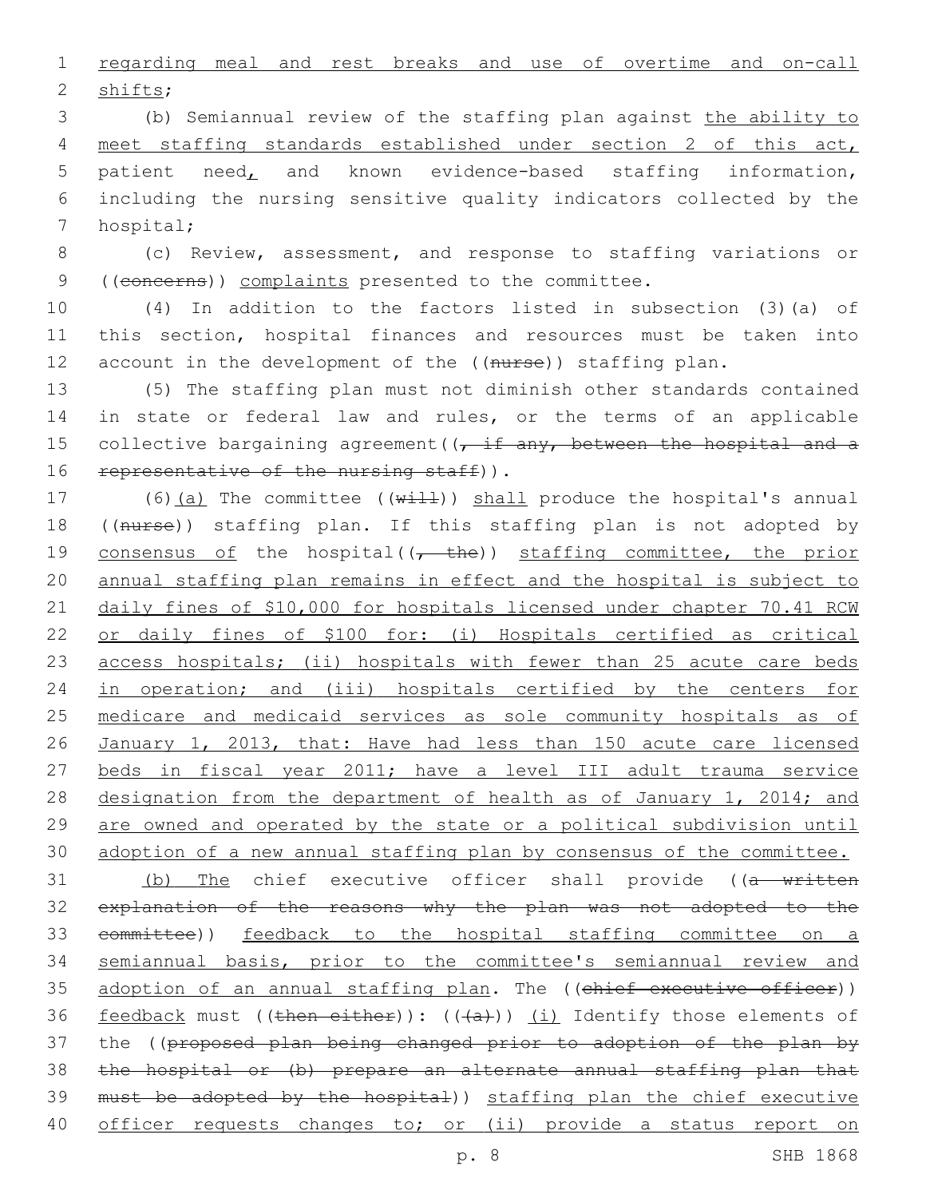regarding meal and rest breaks and use of overtime and on-call shifts;

(b) Semiannual review of the staffing plan against the ability to meet staffing standards established under section 2 of this act, patient need, and known evidence-based staffing information, including the nursing sensitive quality indicators collected by the hospital;

(c) Review, assessment, and response to staffing variations or ((concerns)) complaints presented to the committee.

(4) In addition to the factors listed in subsection (3)(a) of this section, hospital finances and resources must be taken into account in the development of the ((nurse)) staffing plan.

(5) The staffing plan must not diminish other standards contained in state or federal law and rules, or the terms of an applicable collective bargaining agreement((, if any, between the hospital and a representative of the nursing staff)).

(6)(a) The committee ((will)) shall produce the hospital's annual ((nurse)) staffing plan. If this staffing plan is not adopted by consensus of the hospital((, the)) staffing committee, the prior annual staffing plan remains in effect and the hospital is subject to daily fines of $10,000 for hospitals licensed under chapter 70.41 RCW or daily fines of $100 for: (i) Hospitals certified as critical access hospitals; (ii) hospitals with fewer than 25 acute care beds in operation; and (iii) hospitals certified by the centers for medicare and medicaid services as sole community hospitals as of January 1, 2013, that: Have had less than 150 acute care licensed beds in fiscal year 2011; have a level III adult trauma service designation from the department of health as of January 1, 2014; and are owned and operated by the state or a political subdivision until adoption of a new annual staffing plan by consensus of the committee.

(b) The chief executive officer shall provide ((a written explanation of the reasons why the plan was not adopted to the committee)) feedback to the hospital staffing committee on a semiannual basis, prior to the committee's semiannual review and adoption of an annual staffing plan. The ((chief executive officer)) feedback must ((then either)): (((a))) (i) Identify those elements of the ((proposed plan being changed prior to adoption of the plan by the hospital or (b) prepare an alternate annual staffing plan that must be adopted by the hospital)) staffing plan the chief executive officer requests changes to; or (ii) provide a status report on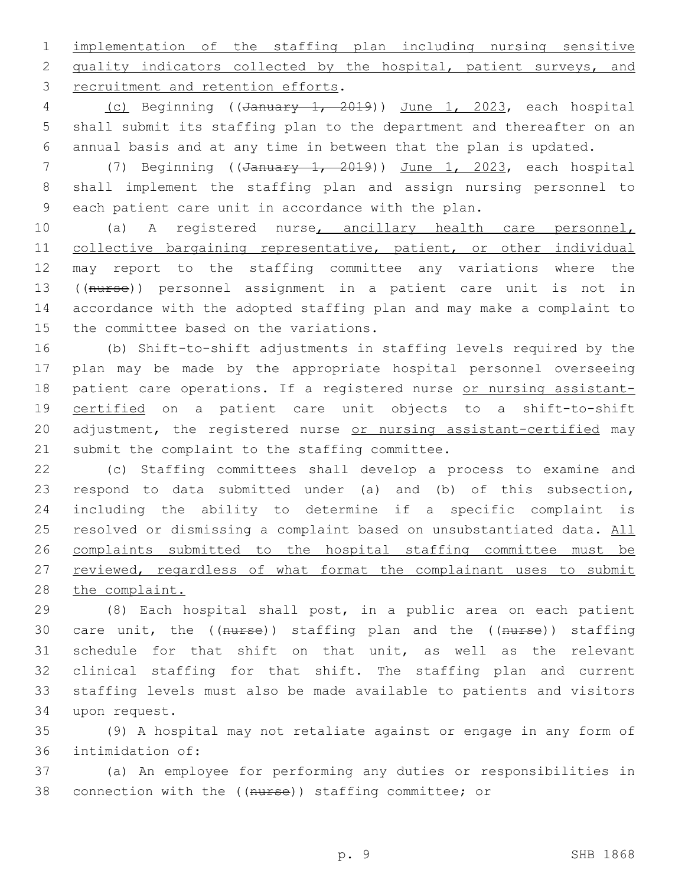implementation of the staffing plan including nursing sensitive quality indicators collected by the hospital, patient surveys, and recruitment and retention efforts.

(c) Beginning ((~~January 1, 2019~~)) June 1, 2023, each hospital shall submit its staffing plan to the department and thereafter on an annual basis and at any time in between that the plan is updated.

(7) Beginning ((~~January 1, 2019~~)) June 1, 2023, each hospital shall implement the staffing plan and assign nursing personnel to each patient care unit in accordance with the plan.

(a) A registered nurse, ancillary health care personnel, collective bargaining representative, patient, or other individual may report to the staffing committee any variations where the ((~~nurse~~)) personnel assignment in a patient care unit is not in accordance with the adopted staffing plan and may make a complaint to the committee based on the variations.

(b) Shift-to-shift adjustments in staffing levels required by the plan may be made by the appropriate hospital personnel overseeing patient care operations. If a registered nurse or nursing assistant-certified on a patient care unit objects to a shift-to-shift adjustment, the registered nurse or nursing assistant-certified may submit the complaint to the staffing committee.

(c) Staffing committees shall develop a process to examine and respond to data submitted under (a) and (b) of this subsection, including the ability to determine if a specific complaint is resolved or dismissing a complaint based on unsubstantiated data. All complaints submitted to the hospital staffing committee must be reviewed, regardless of what format the complainant uses to submit the complaint.

(8) Each hospital shall post, in a public area on each patient care unit, the ((~~nurse~~)) staffing plan and the ((~~nurse~~)) staffing schedule for that shift on that unit, as well as the relevant clinical staffing for that shift. The staffing plan and current staffing levels must also be made available to patients and visitors upon request.

(9) A hospital may not retaliate against or engage in any form of intimidation of:

(a) An employee for performing any duties or responsibilities in connection with the ((~~nurse~~)) staffing committee; or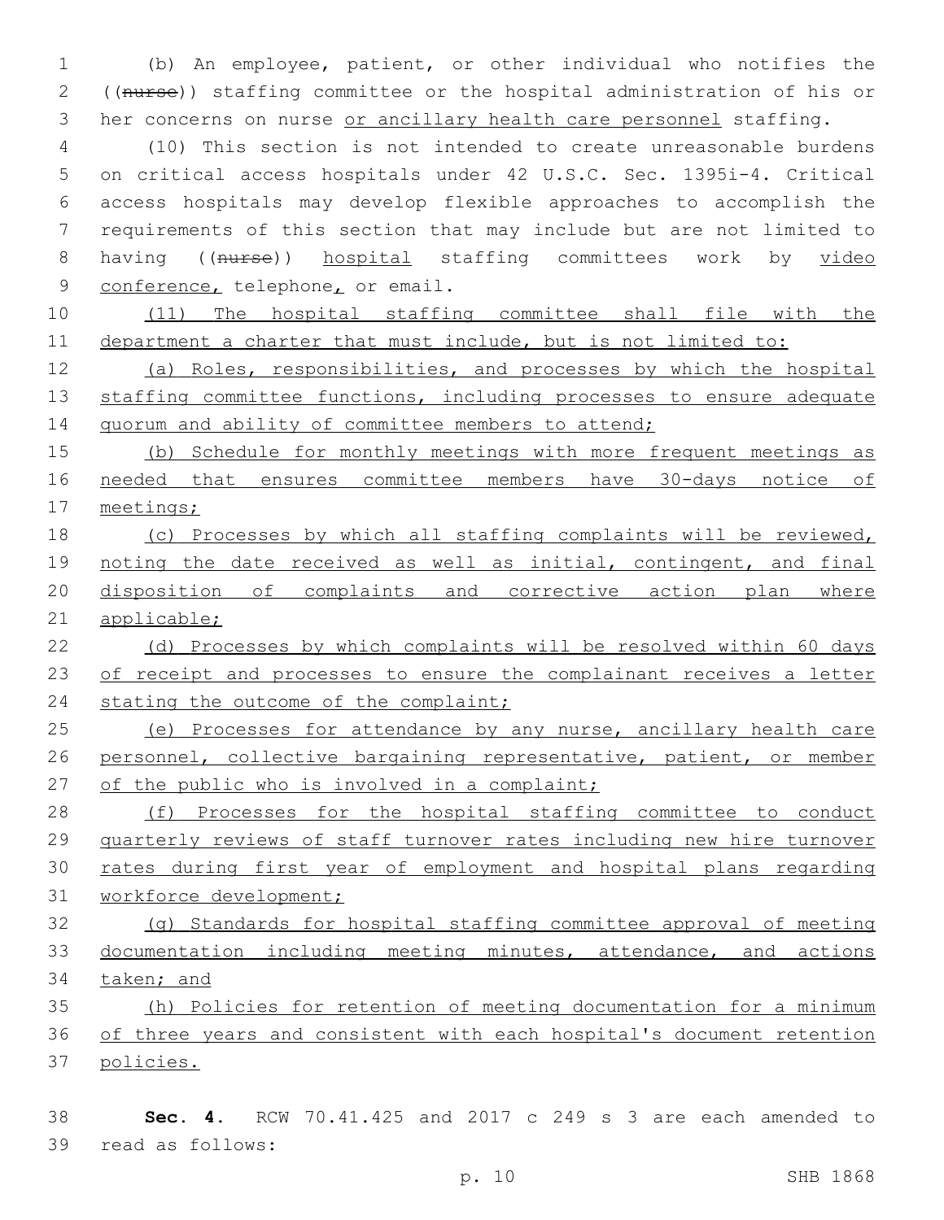(b) An employee, patient, or other individual who notifies the ((~~nurse~~)) staffing committee or the hospital administration of his or her concerns on nurse <u>or ancillary health care personnel</u> staffing.

(10) This section is not intended to create unreasonable burdens on critical access hospitals under 42 U.S.C. Sec. 1395i-4. Critical access hospitals may develop flexible approaches to accomplish the requirements of this section that may include but are not limited to having ((~~nurse~~)) <u>hospital</u> staffing committees work by <u>video conference,</u> telephone<u>,</u> or email.

<u>(11) The hospital staffing committee shall file with the department a charter that must include, but is not limited to:</u>

<u>(a) Roles, responsibilities, and processes by which the hospital staffing committee functions, including processes to ensure adequate quorum and ability of committee members to attend;</u>

<u>(b) Schedule for monthly meetings with more frequent meetings as needed that ensures committee members have 30-days notice of meetings;</u>

<u>(c) Processes by which all staffing complaints will be reviewed, noting the date received as well as initial, contingent, and final disposition of complaints and corrective action plan where applicable;</u>

<u>(d) Processes by which complaints will be resolved within 60 days of receipt and processes to ensure the complainant receives a letter stating the outcome of the complaint;</u>

<u>(e) Processes for attendance by any nurse, ancillary health care personnel, collective bargaining representative, patient, or member of the public who is involved in a complaint;</u>

<u>(f) Processes for the hospital staffing committee to conduct quarterly reviews of staff turnover rates including new hire turnover rates during first year of employment and hospital plans regarding workforce development;</u>

<u>(g) Standards for hospital staffing committee approval of meeting documentation including meeting minutes, attendance, and actions taken; and</u>

<u>(h) Policies for retention of meeting documentation for a minimum of three years and consistent with each hospital's document retention policies.</u>

**Sec. 4.** RCW 70.41.425 and 2017 c 249 s 3 are each amended to read as follows: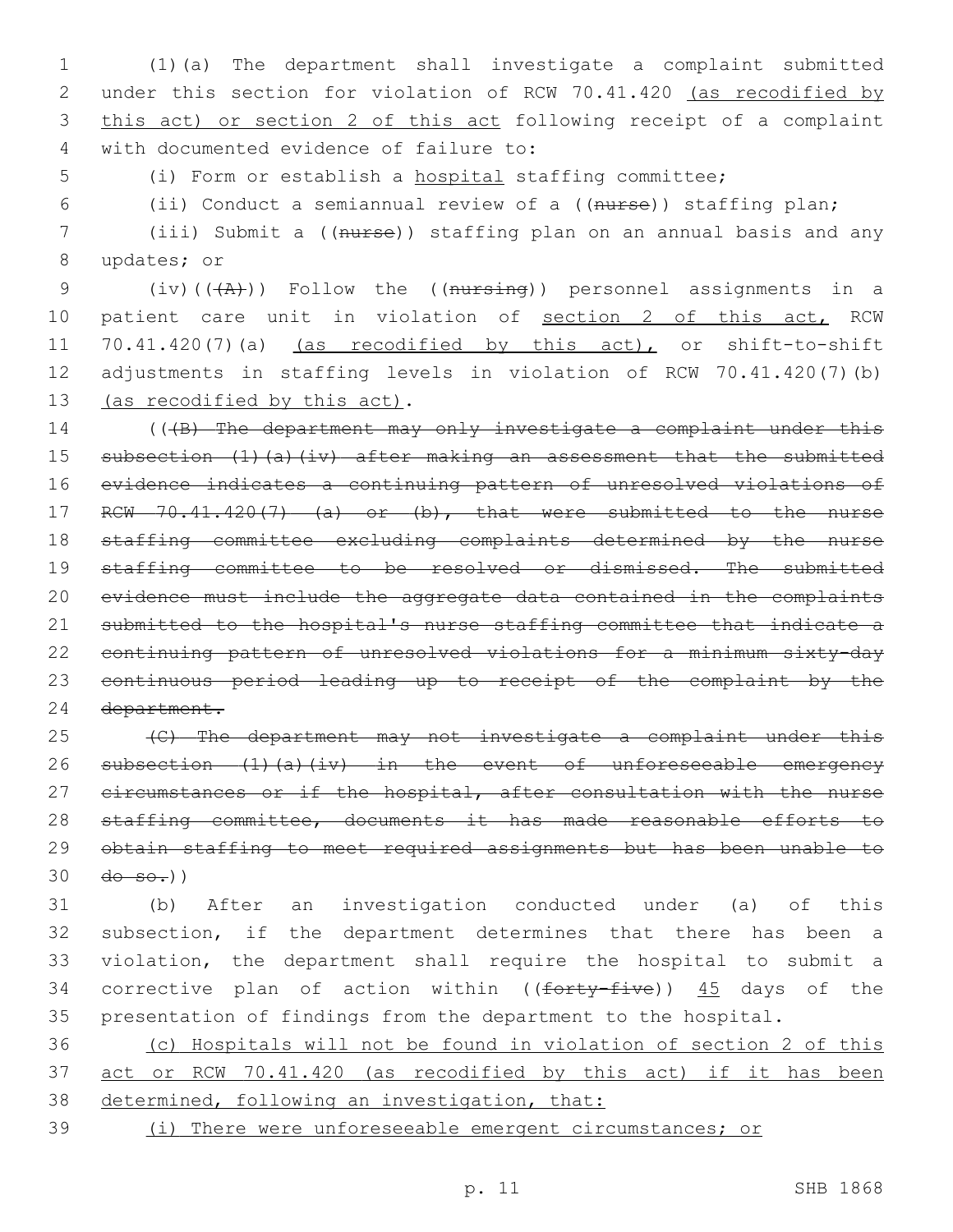(1)(a) The department shall investigate a complaint submitted under this section for violation of RCW 70.41.420 (as recodified by this act) or section 2 of this act following receipt of a complaint with documented evidence of failure to:

(i) Form or establish a hospital staffing committee;

(ii) Conduct a semiannual review of a ((nurse)) staffing plan;

(iii) Submit a ((nurse)) staffing plan on an annual basis and any updates; or

(iv)(((A))) Follow the ((nursing)) personnel assignments in a patient care unit in violation of section 2 of this act, RCW 70.41.420(7)(a) (as recodified by this act), or shift-to-shift adjustments in staffing levels in violation of RCW 70.41.420(7)(b) (as recodified by this act).

(((B) The department may only investigate a complaint under this subsection (1)(a)(iv) after making an assessment that the submitted evidence indicates a continuing pattern of unresolved violations of RCW 70.41.420(7) (a) or (b), that were submitted to the nurse staffing committee excluding complaints determined by the nurse staffing committee to be resolved or dismissed. The submitted evidence must include the aggregate data contained in the complaints submitted to the hospital's nurse staffing committee that indicate a continuing pattern of unresolved violations for a minimum sixty-day continuous period leading up to receipt of the complaint by the department.

(C) The department may not investigate a complaint under this subsection (1)(a)(iv) in the event of unforeseeable emergency circumstances or if the hospital, after consultation with the nurse staffing committee, documents it has made reasonable efforts to obtain staffing to meet required assignments but has been unable to do so.))

(b) After an investigation conducted under (a) of this subsection, if the department determines that there has been a violation, the department shall require the hospital to submit a corrective plan of action within ((forty-five)) 45 days of the presentation of findings from the department to the hospital.

(c) Hospitals will not be found in violation of section 2 of this act or RCW 70.41.420 (as recodified by this act) if it has been determined, following an investigation, that:

(i) There were unforeseeable emergent circumstances; or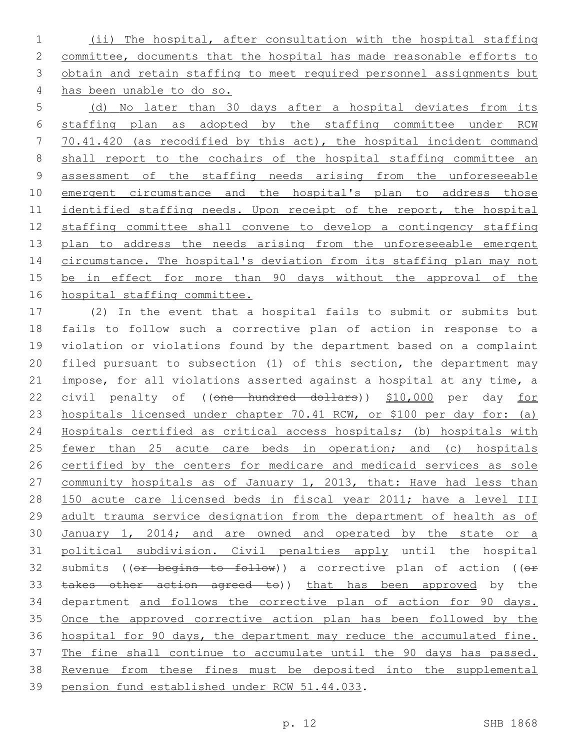(ii) The hospital, after consultation with the hospital staffing committee, documents that the hospital has made reasonable efforts to obtain and retain staffing to meet required personnel assignments but has been unable to do so.

(d) No later than 30 days after a hospital deviates from its staffing plan as adopted by the staffing committee under RCW 70.41.420 (as recodified by this act), the hospital incident command shall report to the cochairs of the hospital staffing committee an assessment of the staffing needs arising from the unforeseeable emergent circumstance and the hospital's plan to address those identified staffing needs. Upon receipt of the report, the hospital staffing committee shall convene to develop a contingency staffing plan to address the needs arising from the unforeseeable emergent circumstance. The hospital's deviation from its staffing plan may not be in effect for more than 90 days without the approval of the hospital staffing committee.

(2) In the event that a hospital fails to submit or submits but fails to follow such a corrective plan of action in response to a violation or violations found by the department based on a complaint filed pursuant to subsection (1) of this section, the department may impose, for all violations asserted against a hospital at any time, a civil penalty of ((~~one hundred dollars~~)) $10,000 per day for hospitals licensed under chapter 70.41 RCW, or $100 per day for: (a) Hospitals certified as critical access hospitals; (b) hospitals with fewer than 25 acute care beds in operation; and (c) hospitals certified by the centers for medicare and medicaid services as sole community hospitals as of January 1, 2013, that: Have had less than 150 acute care licensed beds in fiscal year 2011; have a level III adult trauma service designation from the department of health as of January 1, 2014; and are owned and operated by the state or a political subdivision. Civil penalties apply until the hospital submits ((~~or begins to follow~~)) a corrective plan of action ((~~or takes other action agreed to~~)) that has been approved by the department and follows the corrective plan of action for 90 days. Once the approved corrective action plan has been followed by the hospital for 90 days, the department may reduce the accumulated fine. The fine shall continue to accumulate until the 90 days has passed. Revenue from these fines must be deposited into the supplemental pension fund established under RCW 51.44.033.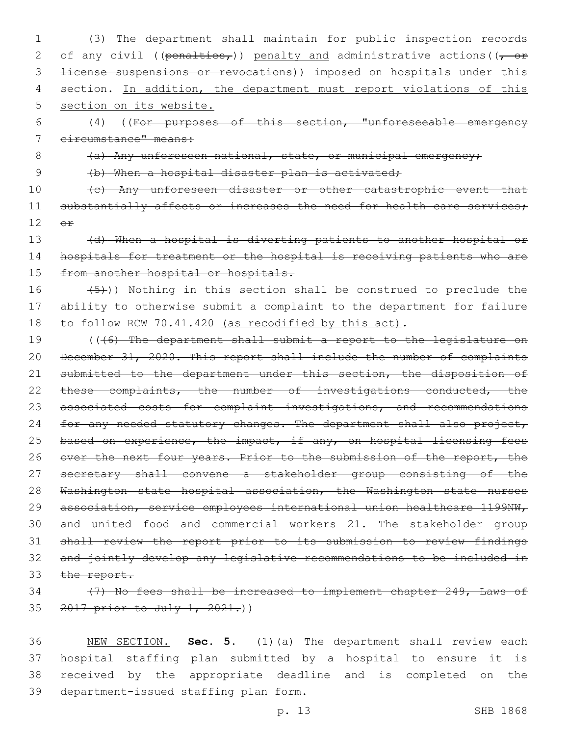(3) The department shall maintain for public inspection records of any civil ((~~penalties,~~)) <u>penalty and</u> administrative actions((~~, or license suspensions or revocations~~)) imposed on hospitals under this section. <u>In addition, the department must report violations of this section on its website.</u>

(4) ((~~For purposes of this section, "unforeseeable emergency circumstance" means:~~

~~(a) Any unforeseen national, state, or municipal emergency;~~

~~(b) When a hospital disaster plan is activated;~~

~~(c) Any unforeseen disaster or other catastrophic event that substantially affects or increases the need for health care services; or~~

~~(d) When a hospital is diverting patients to another hospital or hospitals for treatment or the hospital is receiving patients who are from another hospital or hospitals.~~

~~(5)~~)) Nothing in this section shall be construed to preclude the ability to otherwise submit a complaint to the department for failure to follow RCW 70.41.420 <u>(as recodified by this act)</u>.

((~~(6) The department shall submit a report to the legislature on December 31, 2020. This report shall include the number of complaints submitted to the department under this section, the disposition of these complaints, the number of investigations conducted, the associated costs for complaint investigations, and recommendations for any needed statutory changes. The department shall also project, based on experience, the impact, if any, on hospital licensing fees over the next four years. Prior to the submission of the report, the secretary shall convene a stakeholder group consisting of the Washington state hospital association, the Washington state nurses association, service employees international union healthcare 1199NW, and united food and commercial workers 21. The stakeholder group shall review the report prior to its submission to review findings and jointly develop any legislative recommendations to be included in the report.~~

~~(7) No fees shall be increased to implement chapter 249, Laws of 2017 prior to July 1, 2021.~~))

<u>NEW SECTION.</u> **Sec. 5.** (1)(a) The department shall review each hospital staffing plan submitted by a hospital to ensure it is received by the appropriate deadline and is completed on the department-issued staffing plan form.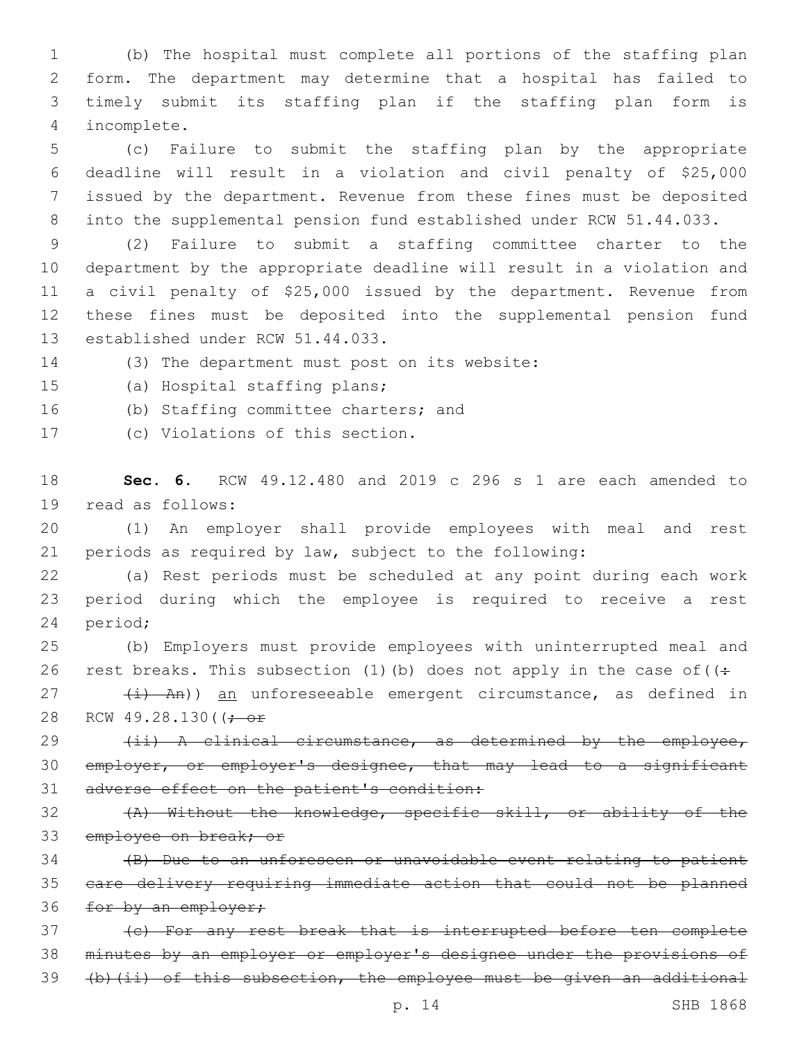(b) The hospital must complete all portions of the staffing plan form. The department may determine that a hospital has failed to timely submit its staffing plan if the staffing plan form is incomplete.

(c) Failure to submit the staffing plan by the appropriate deadline will result in a violation and civil penalty of $25,000 issued by the department. Revenue from these fines must be deposited into the supplemental pension fund established under RCW 51.44.033.

(2) Failure to submit a staffing committee charter to the department by the appropriate deadline will result in a violation and a civil penalty of $25,000 issued by the department. Revenue from these fines must be deposited into the supplemental pension fund established under RCW 51.44.033.

(3) The department must post on its website:

(a) Hospital staffing plans;

(b) Staffing committee charters; and

(c) Violations of this section.

**Sec. 6.** RCW 49.12.480 and 2019 c 296 s 1 are each amended to read as follows:

(1) An employer shall provide employees with meal and rest periods as required by law, subject to the following:

(a) Rest periods must be scheduled at any point during each work period during which the employee is required to receive a rest period;

(b) Employers must provide employees with uninterrupted meal and rest breaks. This subsection (1)(b) does not apply in the case of ((~~:~~

~~(i) An~~)) an unforeseeable emergent circumstance, as defined in RCW 49.28.130((~~; or~~

~~(ii) A clinical circumstance, as determined by the employee, employer, or employer's designee, that may lead to a significant adverse effect on the patient's condition:~~

~~(A) Without the knowledge, specific skill, or ability of the employee on break; or~~

~~(B) Due to an unforeseen or unavoidable event relating to patient care delivery requiring immediate action that could not be planned for by an employer;~~

~~(c) For any rest break that is interrupted before ten complete minutes by an employer or employer's designee under the provisions of (b)(ii) of this subsection, the employee must be given an additional~~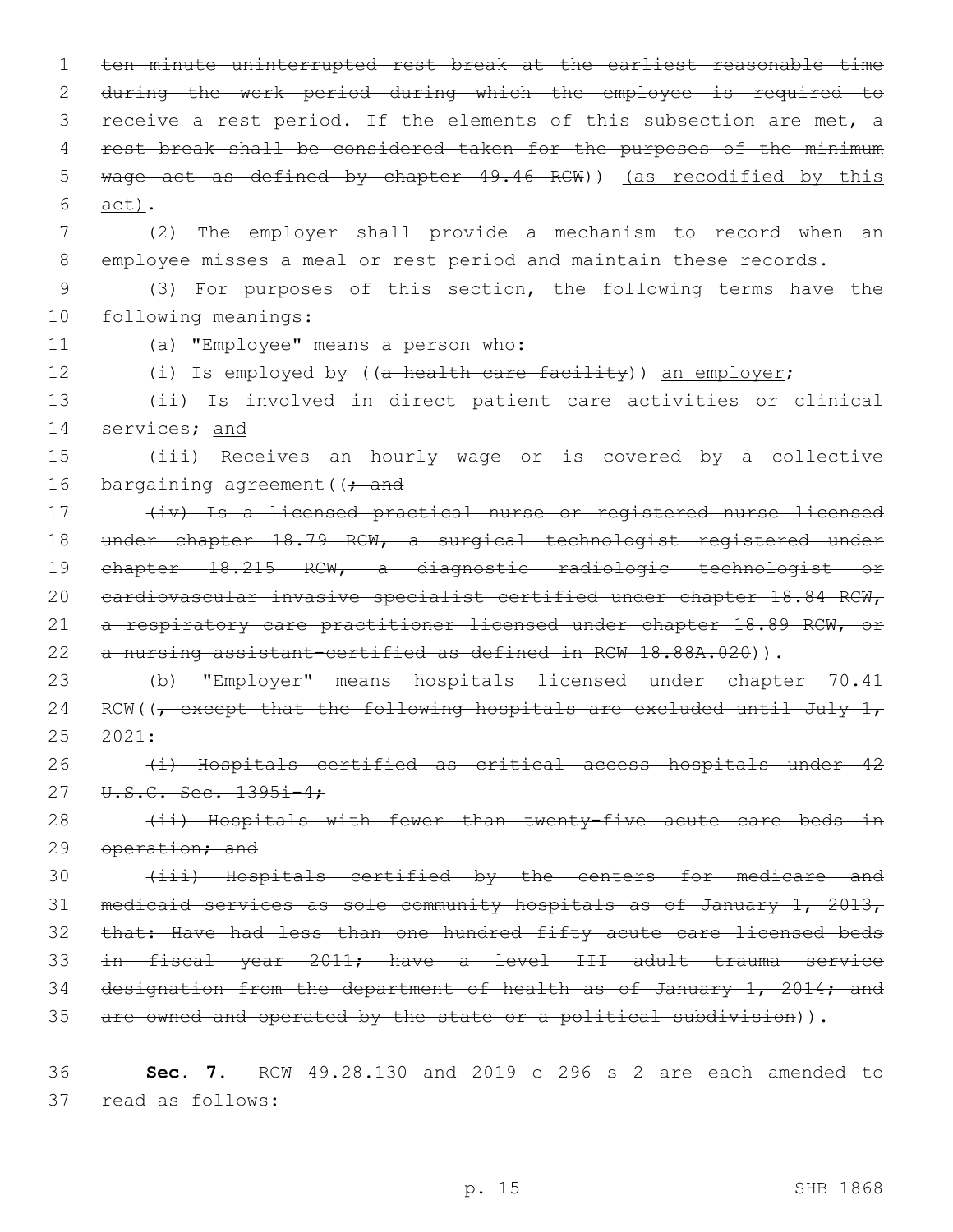~~ten minute uninterrupted rest break at the earliest reasonable time during the work period during which the employee is required to receive a rest period. If the elements of this subsection are met, a rest break shall be considered taken for the purposes of the minimum wage act as defined by chapter 49.46 RCW~~)) <u>(as recodified by this act)</u>.

(2) The employer shall provide a mechanism to record when an employee misses a meal or rest period and maintain these records.

(3) For purposes of this section, the following terms have the following meanings:

(a) "Employee" means a person who:

(i) Is employed by ((~~a health care facility~~)) <u>an employer</u>;

(ii) Is involved in direct patient care activities or clinical services; <u>and</u>

(iii) Receives an hourly wage or is covered by a collective bargaining agreement((~~; and~~

~~(iv) Is a licensed practical nurse or registered nurse licensed under chapter 18.79 RCW, a surgical technologist registered under chapter 18.215 RCW, a diagnostic radiologic technologist or cardiovascular invasive specialist certified under chapter 18.84 RCW, a respiratory care practitioner licensed under chapter 18.89 RCW, or a nursing assistant-certified as defined in RCW 18.88A.020~~)).

(b) "Employer" means hospitals licensed under chapter 70.41 RCW((~~, except that the following hospitals are excluded until July 1, 2021:~~

~~(i) Hospitals certified as critical access hospitals under 42 U.S.C. Sec. 1395i-4;~~

~~(ii) Hospitals with fewer than twenty-five acute care beds in operation; and~~

~~(iii) Hospitals certified by the centers for medicare and medicaid services as sole community hospitals as of January 1, 2013, that: Have had less than one hundred fifty acute care licensed beds in fiscal year 2011; have a level III adult trauma service designation from the department of health as of January 1, 2014; and are owned and operated by the state or a political subdivision~~)).

**Sec. 7.** RCW 49.28.130 and 2019 c 296 s 2 are each amended to read as follows: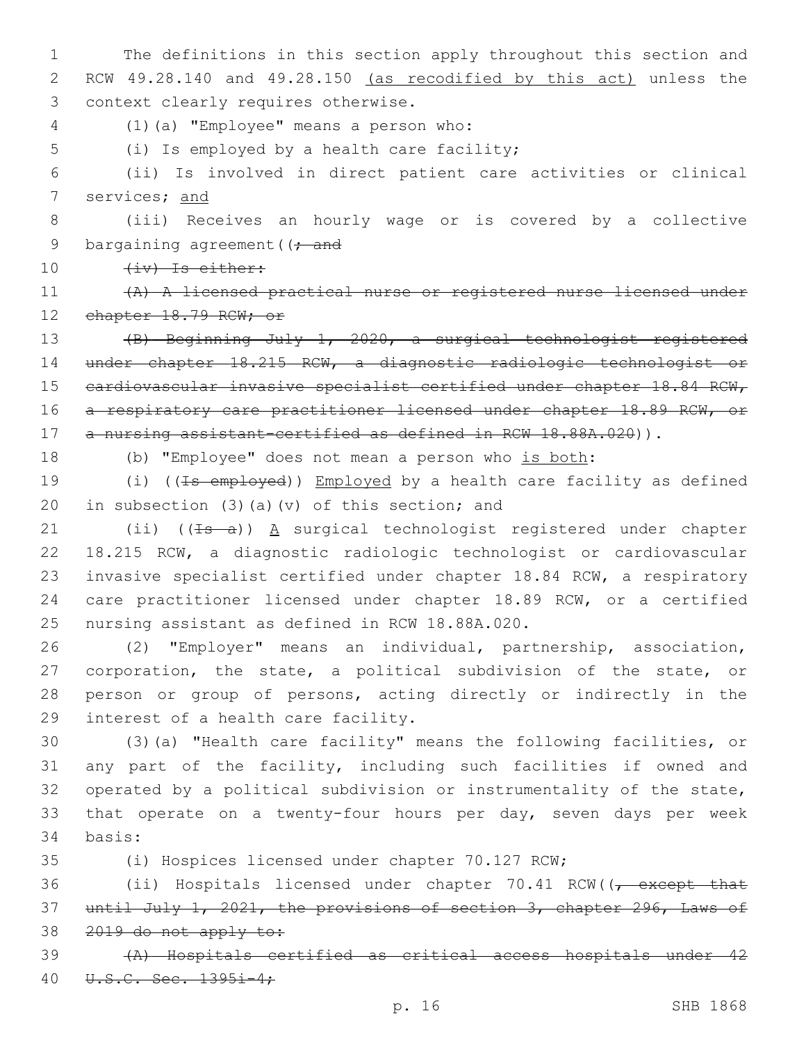The definitions in this section apply throughout this section and RCW 49.28.140 and 49.28.150 <u>(as recodified by this act)</u> unless the context clearly requires otherwise.

(1)(a) "Employee" means a person who:

(i) Is employed by a health care facility;

(ii) Is involved in direct patient care activities or clinical services; <u>and</u>

(iii) Receives an hourly wage or is covered by a collective bargaining agreement((~~; and~~

~~(iv) Is either:~~

~~(A) A licensed practical nurse or registered nurse licensed under chapter 18.79 RCW; or~~

~~(B) Beginning July 1, 2020, a surgical technologist registered under chapter 18.215 RCW, a diagnostic radiologic technologist or cardiovascular invasive specialist certified under chapter 18.84 RCW, a respiratory care practitioner licensed under chapter 18.89 RCW, or a nursing assistant-certified as defined in RCW 18.88A.020~~)).

(b) "Employee" does not mean a person who <u>is both</u>:

(i) ((~~Is employed~~)) <u>Employed</u> by a health care facility as defined in subsection (3)(a)(v) of this section; and

(ii) ((~~Is a~~)) <u>A</u> surgical technologist registered under chapter 18.215 RCW, a diagnostic radiologic technologist or cardiovascular invasive specialist certified under chapter 18.84 RCW, a respiratory care practitioner licensed under chapter 18.89 RCW, or a certified nursing assistant as defined in RCW 18.88A.020.

(2) "Employer" means an individual, partnership, association, corporation, the state, a political subdivision of the state, or person or group of persons, acting directly or indirectly in the interest of a health care facility.

(3)(a) "Health care facility" means the following facilities, or any part of the facility, including such facilities if owned and operated by a political subdivision or instrumentality of the state, that operate on a twenty-four hours per day, seven days per week basis:

(i) Hospices licensed under chapter 70.127 RCW;

(ii) Hospitals licensed under chapter 70.41 RCW((~~, except that until July 1, 2021, the provisions of section 3, chapter 296, Laws of 2019 do not apply to:~~

~~(A) Hospitals certified as critical access hospitals under 42 U.S.C. Sec. 1395i-4;~~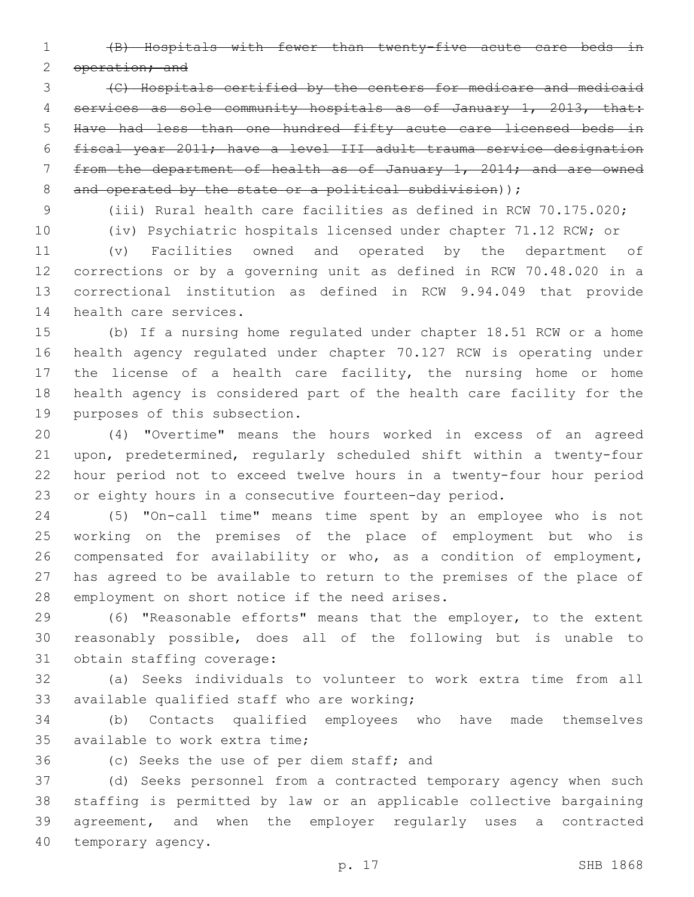~~(B) Hospitals with fewer than twenty-five acute care beds in operation; and~~

~~(C) Hospitals certified by the centers for medicare and medicaid services as sole community hospitals as of January 1, 2013, that: Have had less than one hundred fifty acute care licensed beds in fiscal year 2011; have a level III adult trauma service designation from the department of health as of January 1, 2014; and are owned and operated by the state or a political subdivision~~));

(iii) Rural health care facilities as defined in RCW 70.175.020;

(iv) Psychiatric hospitals licensed under chapter 71.12 RCW; or

(v) Facilities owned and operated by the department of corrections or by a governing unit as defined in RCW 70.48.020 in a correctional institution as defined in RCW 9.94.049 that provide health care services.

(b) If a nursing home regulated under chapter 18.51 RCW or a home health agency regulated under chapter 70.127 RCW is operating under the license of a health care facility, the nursing home or home health agency is considered part of the health care facility for the purposes of this subsection.

(4) "Overtime" means the hours worked in excess of an agreed upon, predetermined, regularly scheduled shift within a twenty-four hour period not to exceed twelve hours in a twenty-four hour period or eighty hours in a consecutive fourteen-day period.

(5) "On-call time" means time spent by an employee who is not working on the premises of the place of employment but who is compensated for availability or who, as a condition of employment, has agreed to be available to return to the premises of the place of employment on short notice if the need arises.

(6) "Reasonable efforts" means that the employer, to the extent reasonably possible, does all of the following but is unable to obtain staffing coverage:

(a) Seeks individuals to volunteer to work extra time from all available qualified staff who are working;

(b) Contacts qualified employees who have made themselves available to work extra time;

(c) Seeks the use of per diem staff; and

(d) Seeks personnel from a contracted temporary agency when such staffing is permitted by law or an applicable collective bargaining agreement, and when the employer regularly uses a contracted temporary agency.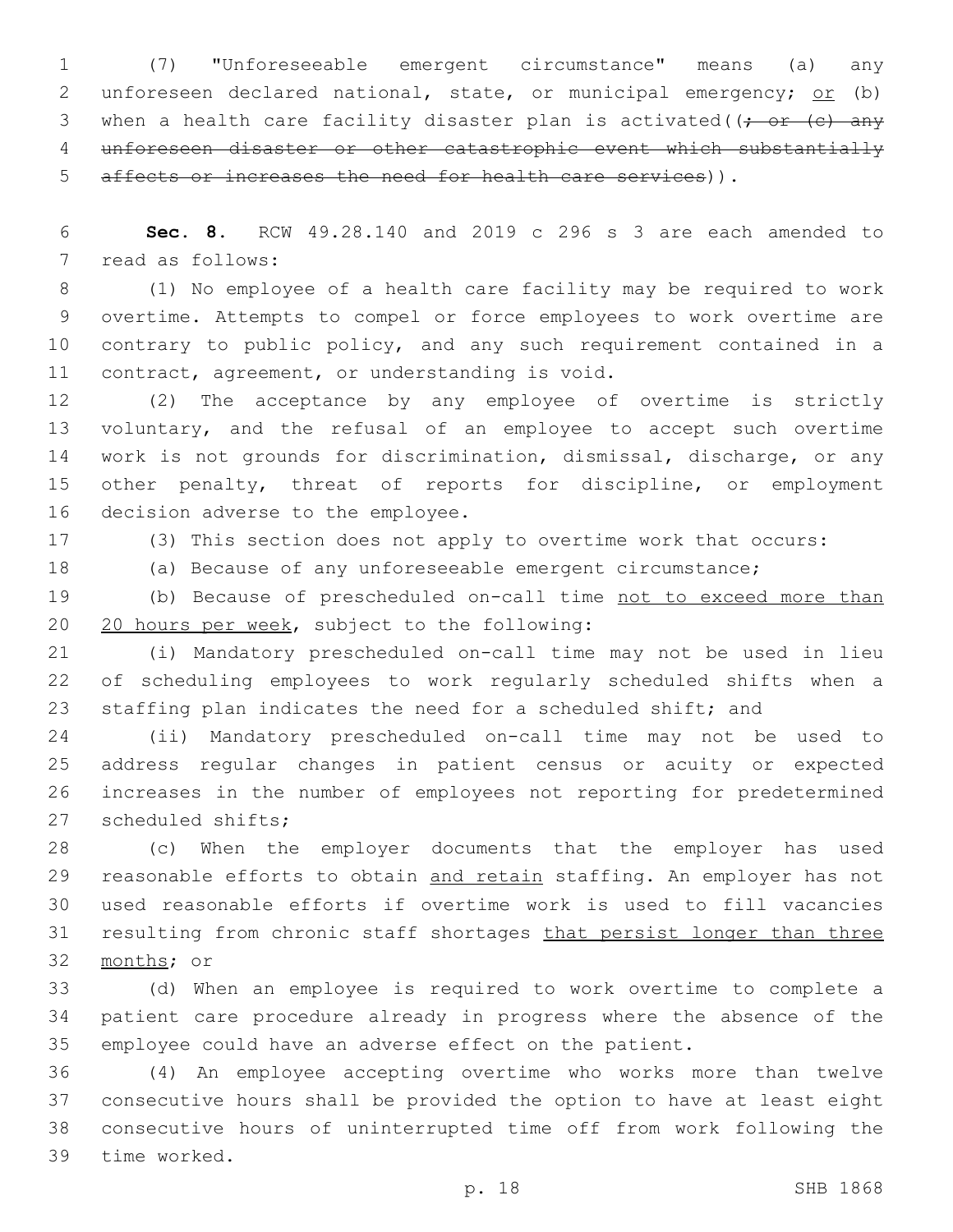(7) "Unforeseeable emergent circumstance" means (a) any unforeseen declared national, state, or municipal emergency; <u>or</u> (b) when a health care facility disaster plan is activated((~~; or (c) any unforeseen disaster or other catastrophic event which substantially affects or increases the need for health care services~~)).

**Sec. 8.** RCW 49.28.140 and 2019 c 296 s 3 are each amended to read as follows:

(1) No employee of a health care facility may be required to work overtime. Attempts to compel or force employees to work overtime are contrary to public policy, and any such requirement contained in a contract, agreement, or understanding is void.

(2) The acceptance by any employee of overtime is strictly voluntary, and the refusal of an employee to accept such overtime work is not grounds for discrimination, dismissal, discharge, or any other penalty, threat of reports for discipline, or employment decision adverse to the employee.

(3) This section does not apply to overtime work that occurs:

(a) Because of any unforeseeable emergent circumstance;

(b) Because of prescheduled on-call time <u>not to exceed more than 20 hours per week</u>, subject to the following:

(i) Mandatory prescheduled on-call time may not be used in lieu of scheduling employees to work regularly scheduled shifts when a staffing plan indicates the need for a scheduled shift; and

(ii) Mandatory prescheduled on-call time may not be used to address regular changes in patient census or acuity or expected increases in the number of employees not reporting for predetermined scheduled shifts;

(c) When the employer documents that the employer has used reasonable efforts to obtain <u>and retain</u> staffing. An employer has not used reasonable efforts if overtime work is used to fill vacancies resulting from chronic staff shortages <u>that persist longer than three months</u>; or

(d) When an employee is required to work overtime to complete a patient care procedure already in progress where the absence of the employee could have an adverse effect on the patient.

(4) An employee accepting overtime who works more than twelve consecutive hours shall be provided the option to have at least eight consecutive hours of uninterrupted time off from work following the time worked.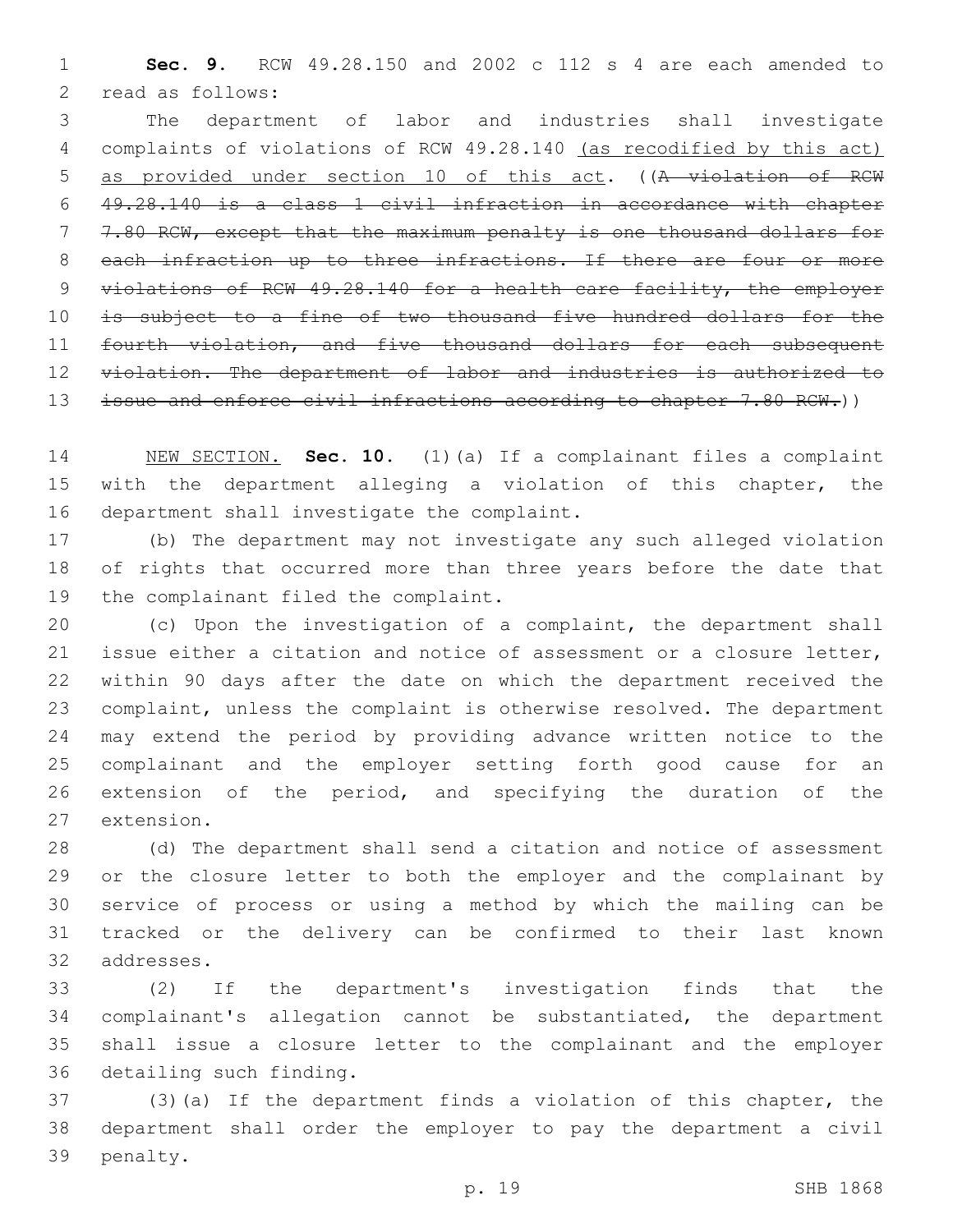**Sec. 9.** RCW 49.28.150 and 2002 c 112 s 4 are each amended to read as follows:

The department of labor and industries shall investigate complaints of violations of RCW 49.28.140 <u>(as recodified by this act) as provided under section 10 of this act</u>. ((~~A violation of RCW 49.28.140 is a class 1 civil infraction in accordance with chapter 7.80 RCW, except that the maximum penalty is one thousand dollars for each infraction up to three infractions. If there are four or more violations of RCW 49.28.140 for a health care facility, the employer is subject to a fine of two thousand five hundred dollars for the fourth violation, and five thousand dollars for each subsequent violation. The department of labor and industries is authorized to issue and enforce civil infractions according to chapter 7.80 RCW.~~))

<u>NEW SECTION.</u> **Sec. 10.** (1)(a) If a complainant files a complaint with the department alleging a violation of this chapter, the department shall investigate the complaint.

(b) The department may not investigate any such alleged violation of rights that occurred more than three years before the date that the complainant filed the complaint.

(c) Upon the investigation of a complaint, the department shall issue either a citation and notice of assessment or a closure letter, within 90 days after the date on which the department received the complaint, unless the complaint is otherwise resolved. The department may extend the period by providing advance written notice to the complainant and the employer setting forth good cause for an extension of the period, and specifying the duration of the extension.

(d) The department shall send a citation and notice of assessment or the closure letter to both the employer and the complainant by service of process or using a method by which the mailing can be tracked or the delivery can be confirmed to their last known addresses.

(2) If the department's investigation finds that the complainant's allegation cannot be substantiated, the department shall issue a closure letter to the complainant and the employer detailing such finding.

(3)(a) If the department finds a violation of this chapter, the department shall order the employer to pay the department a civil penalty.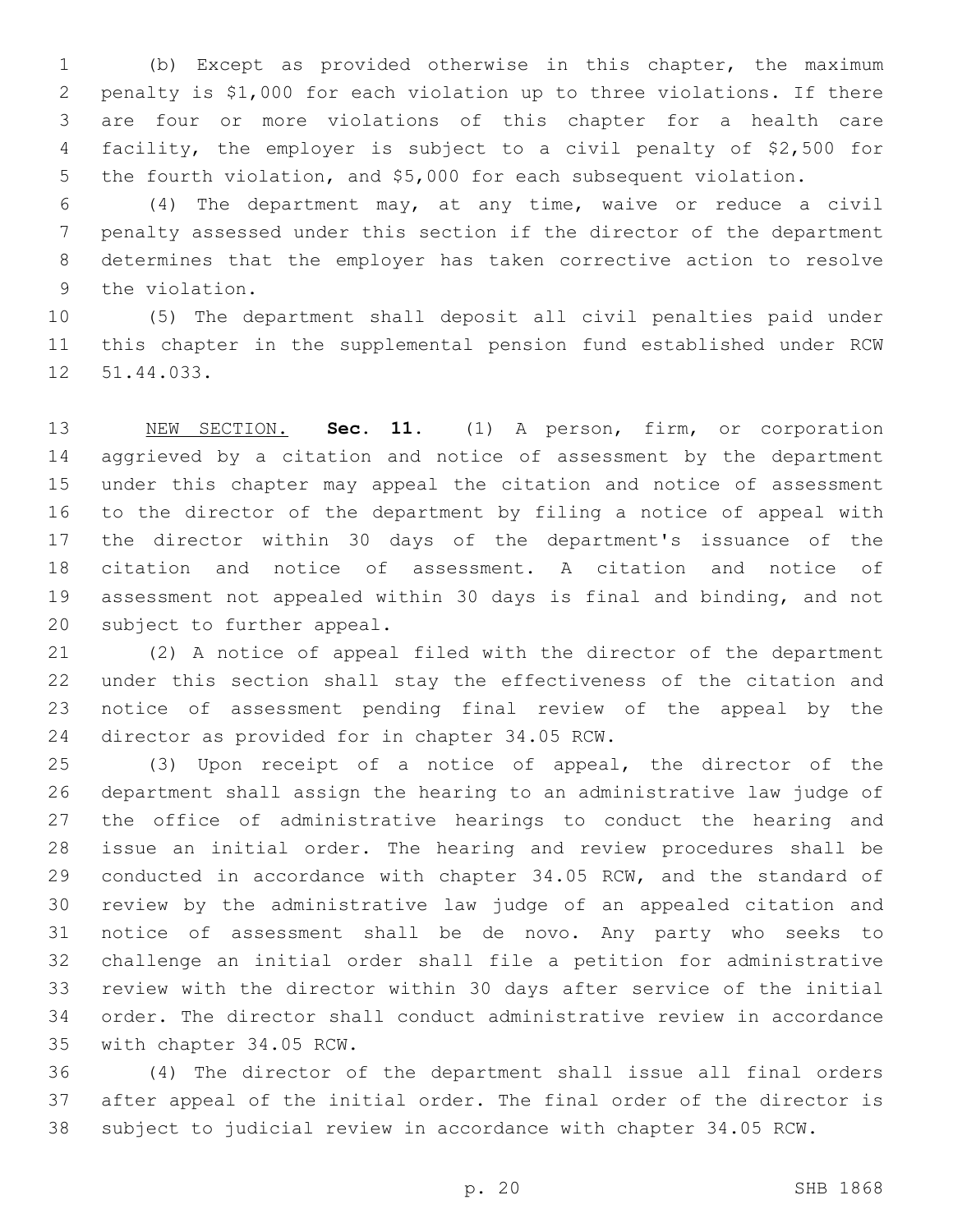(b) Except as provided otherwise in this chapter, the maximum penalty is $1,000 for each violation up to three violations. If there are four or more violations of this chapter for a health care facility, the employer is subject to a civil penalty of $2,500 for the fourth violation, and $5,000 for each subsequent violation.

(4) The department may, at any time, waive or reduce a civil penalty assessed under this section if the director of the department determines that the employer has taken corrective action to resolve the violation.

(5) The department shall deposit all civil penalties paid under this chapter in the supplemental pension fund established under RCW 51.44.033.

NEW SECTION. **Sec. 11.** (1) A person, firm, or corporation aggrieved by a citation and notice of assessment by the department under this chapter may appeal the citation and notice of assessment to the director of the department by filing a notice of appeal with the director within 30 days of the department's issuance of the citation and notice of assessment. A citation and notice of assessment not appealed within 30 days is final and binding, and not subject to further appeal.

(2) A notice of appeal filed with the director of the department under this section shall stay the effectiveness of the citation and notice of assessment pending final review of the appeal by the director as provided for in chapter 34.05 RCW.

(3) Upon receipt of a notice of appeal, the director of the department shall assign the hearing to an administrative law judge of the office of administrative hearings to conduct the hearing and issue an initial order. The hearing and review procedures shall be conducted in accordance with chapter 34.05 RCW, and the standard of review by the administrative law judge of an appealed citation and notice of assessment shall be de novo. Any party who seeks to challenge an initial order shall file a petition for administrative review with the director within 30 days after service of the initial order. The director shall conduct administrative review in accordance with chapter 34.05 RCW.

(4) The director of the department shall issue all final orders after appeal of the initial order. The final order of the director is subject to judicial review in accordance with chapter 34.05 RCW.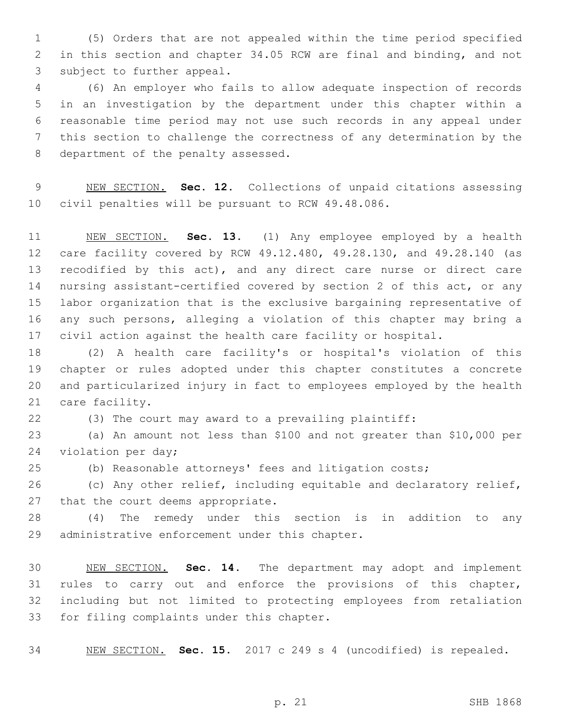(5) Orders that are not appealed within the time period specified in this section and chapter 34.05 RCW are final and binding, and not subject to further appeal.

(6) An employer who fails to allow adequate inspection of records in an investigation by the department under this chapter within a reasonable time period may not use such records in any appeal under this section to challenge the correctness of any determination by the department of the penalty assessed.

NEW SECTION. **Sec. 12.** Collections of unpaid citations assessing civil penalties will be pursuant to RCW 49.48.086.

NEW SECTION. **Sec. 13.** (1) Any employee employed by a health care facility covered by RCW 49.12.480, 49.28.130, and 49.28.140 (as recodified by this act), and any direct care nurse or direct care nursing assistant-certified covered by section 2 of this act, or any labor organization that is the exclusive bargaining representative of any such persons, alleging a violation of this chapter may bring a civil action against the health care facility or hospital.

(2) A health care facility's or hospital's violation of this chapter or rules adopted under this chapter constitutes a concrete and particularized injury in fact to employees employed by the health care facility.

(3) The court may award to a prevailing plaintiff:

(a) An amount not less than $100 and not greater than $10,000 per violation per day;

(b) Reasonable attorneys' fees and litigation costs;

(c) Any other relief, including equitable and declaratory relief, that the court deems appropriate.

(4) The remedy under this section is in addition to any administrative enforcement under this chapter.

NEW SECTION. **Sec. 14.** The department may adopt and implement rules to carry out and enforce the provisions of this chapter, including but not limited to protecting employees from retaliation for filing complaints under this chapter.

NEW SECTION. **Sec. 15.** 2017 c 249 s 4 (uncodified) is repealed.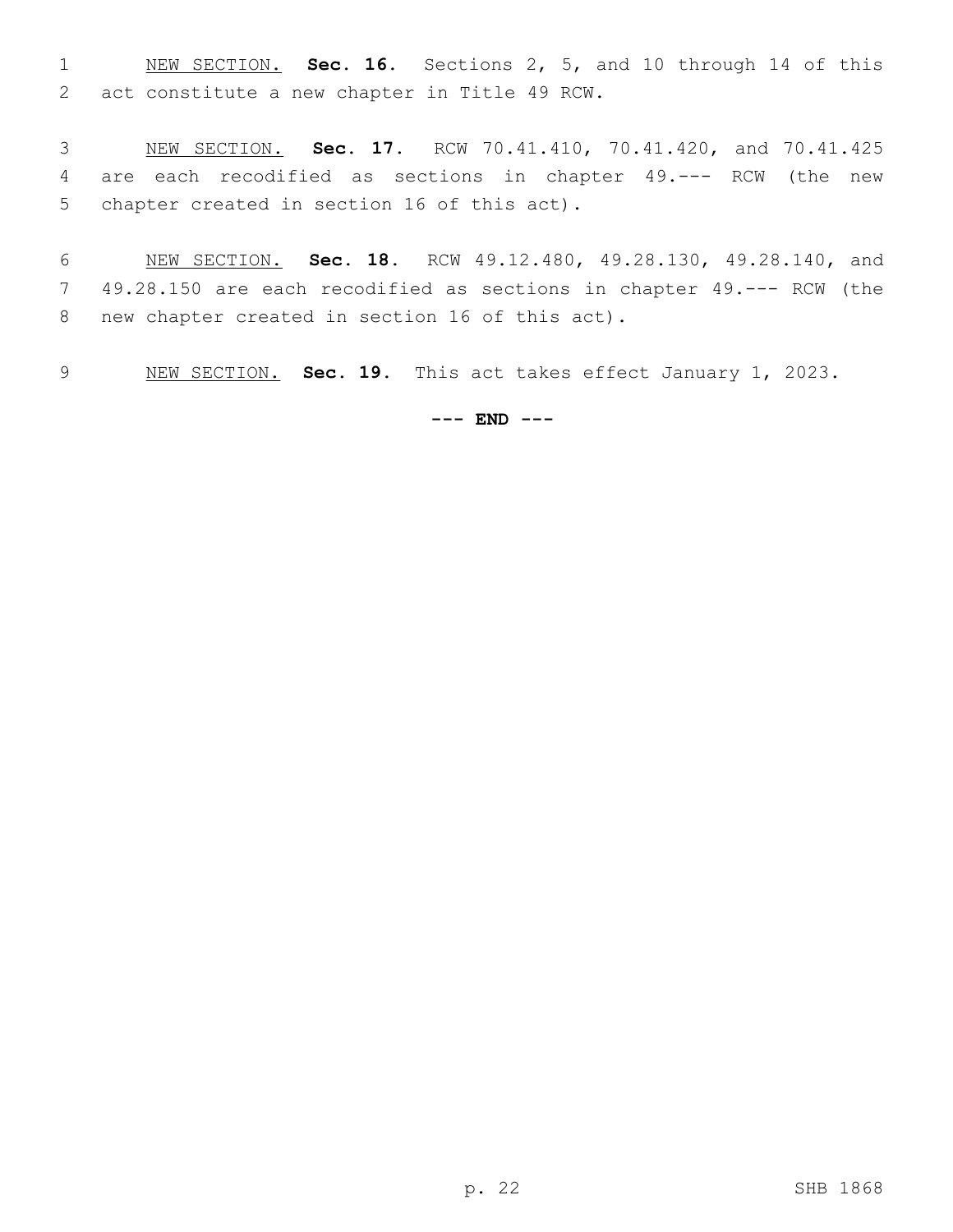NEW SECTION. **Sec. 16.** Sections 2, 5, and 10 through 14 of this act constitute a new chapter in Title 49 RCW.

NEW SECTION. **Sec. 17.** RCW 70.41.410, 70.41.420, and 70.41.425 are each recodified as sections in chapter 49.--- RCW (the new chapter created in section 16 of this act).

NEW SECTION. **Sec. 18.** RCW 49.12.480, 49.28.130, 49.28.140, and 49.28.150 are each recodified as sections in chapter 49.--- RCW (the new chapter created in section 16 of this act).

NEW SECTION. **Sec. 19.** This act takes effect January 1, 2023.

**--- END ---**